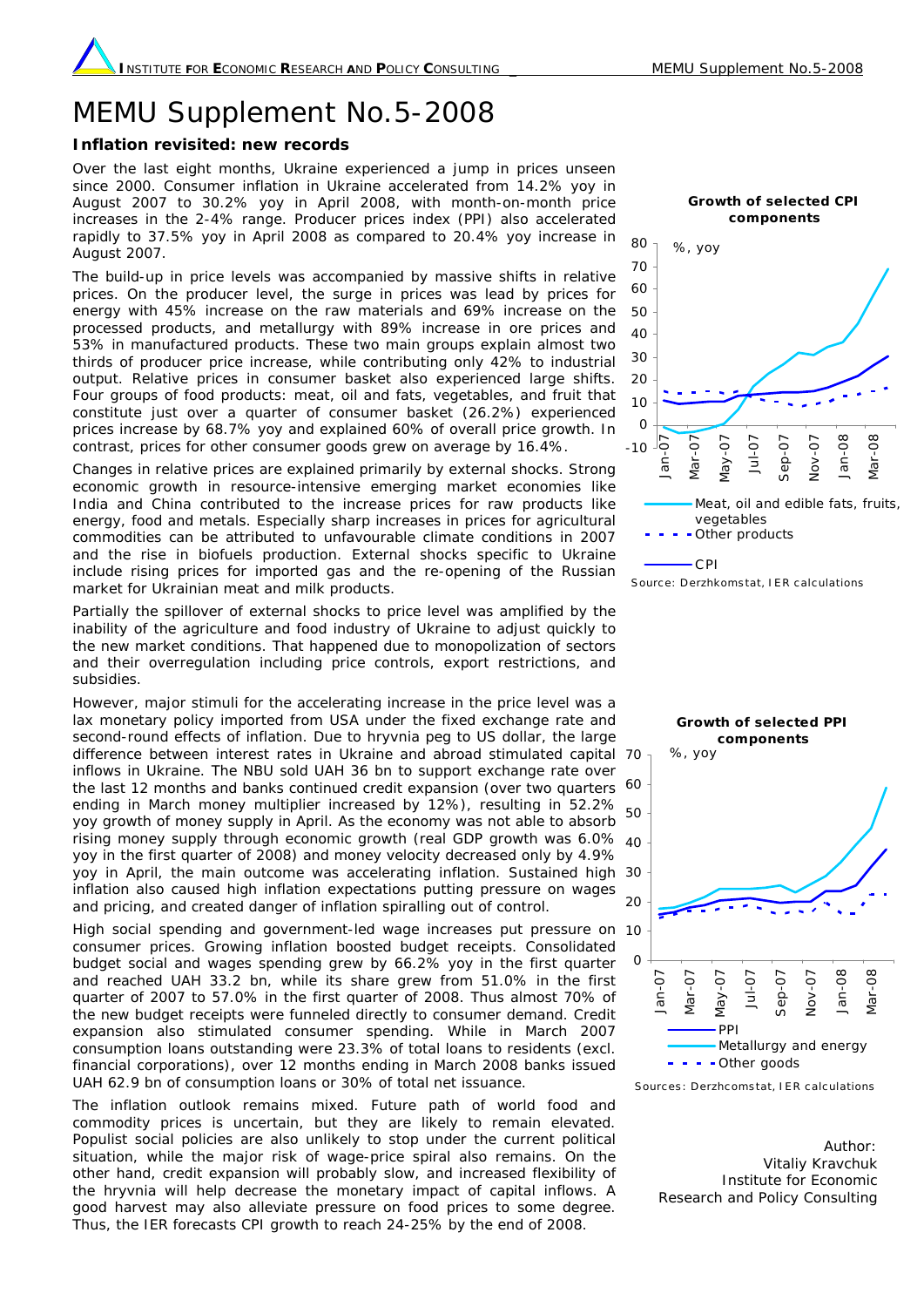# MEMU Supplement No.5-2008

### Inflation revisited: new records

Over the last eight months, Ukraine experienced a jump in prices unseen since 2000. Consumer inflation in Ukraine accelerated from 14.2% yoy in August 2007 to 30.2% yoy in April 2008, with month-on-month price increases in the 2-4% range. Producer prices index (PPI) also accelerated rapidly to 37.5% yoy in April 2008 as compared to 20.4% yoy increase in August 2007.

The build-up in price levels was accompanied by massive shifts in relative prices. On the producer level, the surge in prices was lead by prices for energy with 45% increase on the raw materials and 69% increase on the processed products, and metallurgy with 89% increase in ore prices and 53% in manufactured products. These two main groups explain almost two thirds of producer price increase, while contributing only 42% to industrial output. Relative prices in consumer basket also experienced large shifts. Four groups of food products: meat, oil and fats, vegetables, and fruit that constitute just over a quarter of consumer basket (26.2%) experienced prices increase by 68.7% yoy and explained 60% of overall price growth. In contrast, prices for other consumer goods grew on average by 16.4%.

Changes in relative prices are explained primarily by external shocks. Strong economic growth in resource-intensive emerging market economies like India and China contributed to the increase prices for raw products like energy, food and metals. Especially sharp increases in prices for agricultural commodities can be attributed to unfavourable climate conditions in 2007 and the rise in biofuels production. External shocks specific to Ukraine include rising prices for imported gas and the re-opening of the Russian market for Ukrainian meat and milk products.

Partially the spillover of external shocks to price level was amplified by the inability of the agriculture and food industry of Ukraine to adjust quickly to the new market conditions. That happened due to monopolization of sectors and their overregulation including price controls, export restrictions, and subsidies.

However, major stimuli for the accelerating increase in the price level was a lax monetary policy imported from USA under the fixed exchange rate and second-round effects of inflation. Due to hryvnia peg to US dollar, the large difference between interest rates in Ukraine and abroad stimulated capital inflows in Ukraine. The NBU sold UAH 36 bn to support exchange rate over the last 12 months and banks continued credit expansion (over two quarters ending in March money multiplier increased by 12%), resulting in 52.2% yoy growth of money supply in April. As the economy was not able to absorb rising money supply through economic growth (real GDP growth was 6.0% yoy in the first quarter of 2008) and money velocity decreased only by 4.9% yoy in April, the main outcome was accelerating inflation. Sustained high inflation also caused high inflation expectations putting pressure on wages and pricing, and created danger of inflation spiralling out of control.

High social spending and government-led wage increases put pressure on consumer prices. Growing inflation boosted budget receipts. Consolidated budget social and wages spending grew by 66.2% yoy in the first quarter and reached UAH 33.2 bn, while its share grew from 51.0% in the first quarter of 2007 to 57.0% in the first quarter of 2008. Thus almost 70% of the new budget receipts were funneled directly to consumer demand. Credit expansion also stimulated consumer spending. While in March 2007 consumption loans outstanding were 23.3% of total loans to residents (excl. financial corporations), over 12 months ending in March 2008 banks issued UAH 62.9 bn of consumption loans or 30% of total net issuance.

The inflation outlook remains mixed. Future path of world food and commodity prices is uncertain, but they are likely to remain elevated. Populist social policies are also unlikely to stop under the current political situation, while the major risk of wage-price spiral also remains. On the other hand, credit expansion will probably slow, and increased flexibility of the hryvnia will help decrease the monetary impact of capital inflows. A good harvest may also alleviate pressure on food prices to some degree. Thus, the IER forecasts CPI growth to reach 24-25% by the end of 2008.

**Growth of selected CPI components**

%, yoy

Legend: Meat, oil and edible fats, fruits, vegetables; Other products; CPI

Source: Derzhkomstat, IER calculations

**Growth of selected PPI components**

%, yoy

Legend: PPI; Metallurgy and energy; Other goods

Sources: Derzhcomstat, IER calculations

Author:
Vitaliy Kravchuk
Institute for Economic Research and Policy Consulting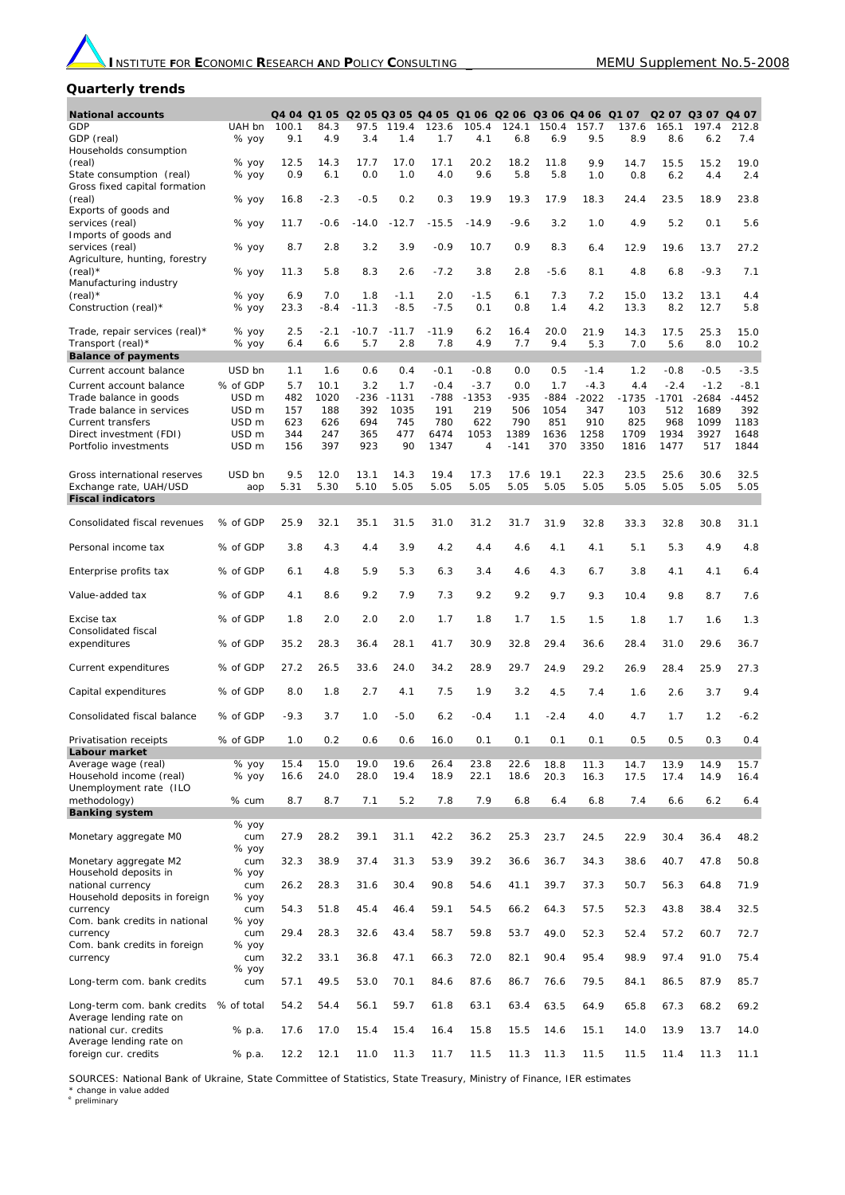## Quarterly trends

| National accounts | | Q4 04 | Q1 05 | Q2 05 | Q3 05 | Q4 05 | Q1 06 | Q2 06 | Q3 06 | Q4 06 | Q1 07 | Q2 07 | Q3 07 | Q4 07 |
|---|---|---|---|---|---|---|---|---|---|---|---|---|---|---|
| GDP | UAH bn | 100.1 | 84.3 | 97.5 | 119.4 | 123.6 | 105.4 | 124.1 | 150.4 | 157.7 | 137.6 | 165.1 | 197.4 | 212.8 |
| GDP (real) | % yoy | 9.1 | 4.9 | 3.4 | 1.4 | 1.7 | 4.1 | 6.8 | 6.9 | 9.5 | 8.9 | 8.6 | 6.2 | 7.4 |
| Households consumption (real) | % yoy | 12.5 | 14.3 | 17.7 | 17.0 | 17.1 | 20.2 | 18.2 | 11.8 | 9.9 | 14.7 | 15.5 | 15.2 | 19.0 |
| State consumption (real) | % yoy | 0.9 | 6.1 | 0.0 | 1.0 | 4.0 | 9.6 | 5.8 | 5.8 | 1.0 | 0.8 | 6.2 | 4.4 | 2.4 |
| Gross fixed capital formation (real) | % yoy | 16.8 | -2.3 | -0.5 | 0.2 | 0.3 | 19.9 | 19.3 | 17.9 | 18.3 | 24.4 | 23.5 | 18.9 | 23.8 |
| Exports of goods and services (real) | % yoy | 11.7 | -0.6 | -14.0 | -12.7 | -15.5 | -14.9 | -9.6 | 3.2 | 1.0 | 4.9 | 5.2 | 0.1 | 5.6 |
| Imports of goods and services (real) | % yoy | 8.7 | 2.8 | 3.2 | 3.9 | -0.9 | 10.7 | 0.9 | 8.3 | 6.4 | 12.9 | 19.6 | 13.7 | 27.2 |
| Agriculture, hunting, forestry (real)* | % yoy | 11.3 | 5.8 | 8.3 | 2.6 | -7.2 | 3.8 | 2.8 | -5.6 | 8.1 | 4.8 | 6.8 | -9.3 | 7.1 |
| Manufacturing industry (real)* | % yoy | 6.9 | 7.0 | 1.8 | -1.1 | 2.0 | -1.5 | 6.1 | 7.3 | 7.2 | 15.0 | 13.2 | 13.1 | 4.4 |
| Construction (real)* | % yoy | 23.3 | -8.4 | -11.3 | -8.5 | -7.5 | 0.1 | 0.8 | 1.4 | 4.2 | 13.3 | 8.2 | 12.7 | 5.8 |
| Trade, repair services (real)* | % yoy | 2.5 | -2.1 | -10.7 | -11.7 | -11.9 | 6.2 | 16.4 | 20.0 | 21.9 | 14.3 | 17.5 | 25.3 | 15.0 |
| Transport (real)* | % yoy | 6.4 | 6.6 | 5.7 | 2.8 | 7.8 | 4.9 | 7.7 | 9.4 | 5.3 | 7.0 | 5.6 | 8.0 | 10.2 |
| **Balance of payments** | | | | | | | | | | | | | | |
| Current account balance | USD bn | 1.1 | 1.6 | 0.6 | 0.4 | -0.1 | -0.8 | 0.0 | 0.5 | -1.4 | 1.2 | -0.8 | -0.5 | -3.5 |
| Current account balance | % of GDP | 5.7 | 10.1 | 3.2 | 1.7 | -0.4 | -3.7 | 0.0 | 1.7 | -4.3 | 4.4 | -2.4 | -1.2 | -8.1 |
| Trade balance in goods | USD m | 482 | 1020 | -236 | -1131 | -788 | -1353 | -935 | -884 | -2022 | -1735 | -1701 | -2684 | -4452 |
| Trade balance in services | USD m | 157 | 188 | 392 | 1035 | 191 | 219 | 506 | 1054 | 347 | 103 | 512 | 1689 | 392 |
| Current transfers | USD m | 623 | 626 | 694 | 745 | 780 | 622 | 790 | 851 | 910 | 825 | 968 | 1099 | 1183 |
| Direct investment (FDI) | USD m | 344 | 247 | 365 | 477 | 6474 | 1053 | 1389 | 1636 | 1258 | 1709 | 1934 | 3927 | 1648 |
| Portfolio investments | USD m | 156 | 397 | 923 | 90 | 1347 | 4 | -141 | 370 | 3350 | 1816 | 1477 | 517 | 1844 |
| Gross international reserves | USD bn | 9.5 | 12.0 | 13.1 | 14.3 | 19.4 | 17.3 | 17.6 | 19.1 | 22.3 | 23.5 | 25.6 | 30.6 | 32.5 |
| Exchange rate, UAH/USD | aop | 5.31 | 5.30 | 5.10 | 5.05 | 5.05 | 5.05 | 5.05 | 5.05 | 5.05 | 5.05 | 5.05 | 5.05 | 5.05 |
| **Fiscal indicators** | | | | | | | | | | | | | | |
| Consolidated fiscal revenues | % of GDP | 25.9 | 32.1 | 35.1 | 31.5 | 31.0 | 31.2 | 31.7 | 31.9 | 32.8 | 33.3 | 32.8 | 30.8 | 31.1 |
| Personal income tax | % of GDP | 3.8 | 4.3 | 4.4 | 3.9 | 4.2 | 4.4 | 4.6 | 4.1 | 4.1 | 5.1 | 5.3 | 4.9 | 4.8 |
| Enterprise profits tax | % of GDP | 6.1 | 4.8 | 5.9 | 5.3 | 6.3 | 3.4 | 4.6 | 4.3 | 6.7 | 3.8 | 4.1 | 4.1 | 6.4 |
| Value-added tax | % of GDP | 4.1 | 8.6 | 9.2 | 7.9 | 7.3 | 9.2 | 9.2 | 9.7 | 9.3 | 10.4 | 9.8 | 8.7 | 7.6 |
| Excise tax | % of GDP | 1.8 | 2.0 | 2.0 | 2.0 | 1.7 | 1.8 | 1.7 | 1.5 | 1.5 | 1.8 | 1.7 | 1.6 | 1.3 |
| Consolidated fiscal expenditures | % of GDP | 35.2 | 28.3 | 36.4 | 28.1 | 41.7 | 30.9 | 32.8 | 29.4 | 36.6 | 28.4 | 31.0 | 29.6 | 36.7 |
| Current expenditures | % of GDP | 27.2 | 26.5 | 33.6 | 24.0 | 34.2 | 28.9 | 29.7 | 24.9 | 29.2 | 26.9 | 28.4 | 25.9 | 27.3 |
| Capital expenditures | % of GDP | 8.0 | 1.8 | 2.7 | 4.1 | 7.5 | 1.9 | 3.2 | 4.5 | 7.4 | 1.6 | 2.6 | 3.7 | 9.4 |
| Consolidated fiscal balance | % of GDP | -9.3 | 3.7 | 1.0 | -5.0 | 6.2 | -0.4 | 1.1 | -2.4 | 4.0 | 4.7 | 1.7 | 1.2 | -6.2 |
| Privatisation receipts | % of GDP | 1.0 | 0.2 | 0.6 | 0.6 | 16.0 | 0.1 | 0.1 | 0.1 | 0.1 | 0.5 | 0.5 | 0.3 | 0.4 |
| **Labour market** | | | | | | | | | | | | | | |
| Average wage (real) | % yoy | 15.4 | 15.0 | 19.0 | 19.6 | 26.4 | 23.8 | 22.6 | 18.8 | 11.3 | 14.7 | 13.9 | 14.9 | 15.7 |
| Household income (real) | % yoy | 16.6 | 24.0 | 28.0 | 19.4 | 18.9 | 22.1 | 18.6 | 20.3 | 16.3 | 17.5 | 17.4 | 14.9 | 16.4 |
| Unemployment rate (ILO methodology) | % cum | 8.7 | 8.7 | 7.1 | 5.2 | 7.8 | 7.9 | 6.8 | 6.4 | 6.8 | 7.4 | 6.6 | 6.2 | 6.4 |
| **Banking system** | | | | | | | | | | | | | | |
| Monetary aggregate M0 | % yoy cum | 27.9 | 28.2 | 39.1 | 31.1 | 42.2 | 36.2 | 25.3 | 23.7 | 24.5 | 22.9 | 30.4 | 36.4 | 48.2 |
| Monetary aggregate M2 | % yoy cum | 32.3 | 38.9 | 37.4 | 31.3 | 53.9 | 39.2 | 36.6 | 36.7 | 34.3 | 38.6 | 40.7 | 47.8 | 50.8 |
| Household deposits in national currency | % yoy cum | 26.2 | 28.3 | 31.6 | 30.4 | 90.8 | 54.6 | 41.1 | 39.7 | 37.3 | 50.7 | 56.3 | 64.8 | 71.9 |
| Household deposits in foreign currency | % yoy cum | 54.3 | 51.8 | 45.4 | 46.4 | 59.1 | 54.5 | 66.2 | 64.3 | 57.5 | 52.3 | 43.8 | 38.4 | 32.5 |
| Com. bank credits in national currency | % yoy cum | 29.4 | 28.3 | 32.6 | 43.4 | 58.7 | 59.8 | 53.7 | 49.0 | 52.3 | 52.4 | 57.2 | 60.7 | 72.7 |
| Com. bank credits in foreign currency | % yoy cum | 32.2 | 33.1 | 36.8 | 47.1 | 66.3 | 72.0 | 82.1 | 90.4 | 95.4 | 98.9 | 97.4 | 91.0 | 75.4 |
| Long-term com. bank credits | % yoy cum | 57.1 | 49.5 | 53.0 | 70.1 | 84.6 | 87.6 | 86.7 | 76.6 | 79.5 | 84.1 | 86.5 | 87.9 | 85.7 |
| Long-term com. bank credits | % of total | 54.2 | 54.4 | 56.1 | 59.7 | 61.8 | 63.1 | 63.4 | 63.5 | 64.9 | 65.8 | 67.3 | 68.2 | 69.2 |
| Average lending rate on national cur. credits | % p.a. | 17.6 | 17.0 | 15.4 | 15.4 | 16.4 | 15.8 | 15.5 | 14.6 | 15.1 | 14.0 | 13.9 | 13.7 | 14.0 |
| Average lending rate on foreign cur. credits | % p.a. | 12.2 | 12.1 | 11.0 | 11.3 | 11.7 | 11.5 | 11.3 | 11.3 | 11.5 | 11.5 | 11.4 | 11.3 | 11.1 |

SOURCES: National Bank of Ukraine, State Committee of Statistics, State Treasury, Ministry of Finance, IER estimates
* change in value added
e preliminary